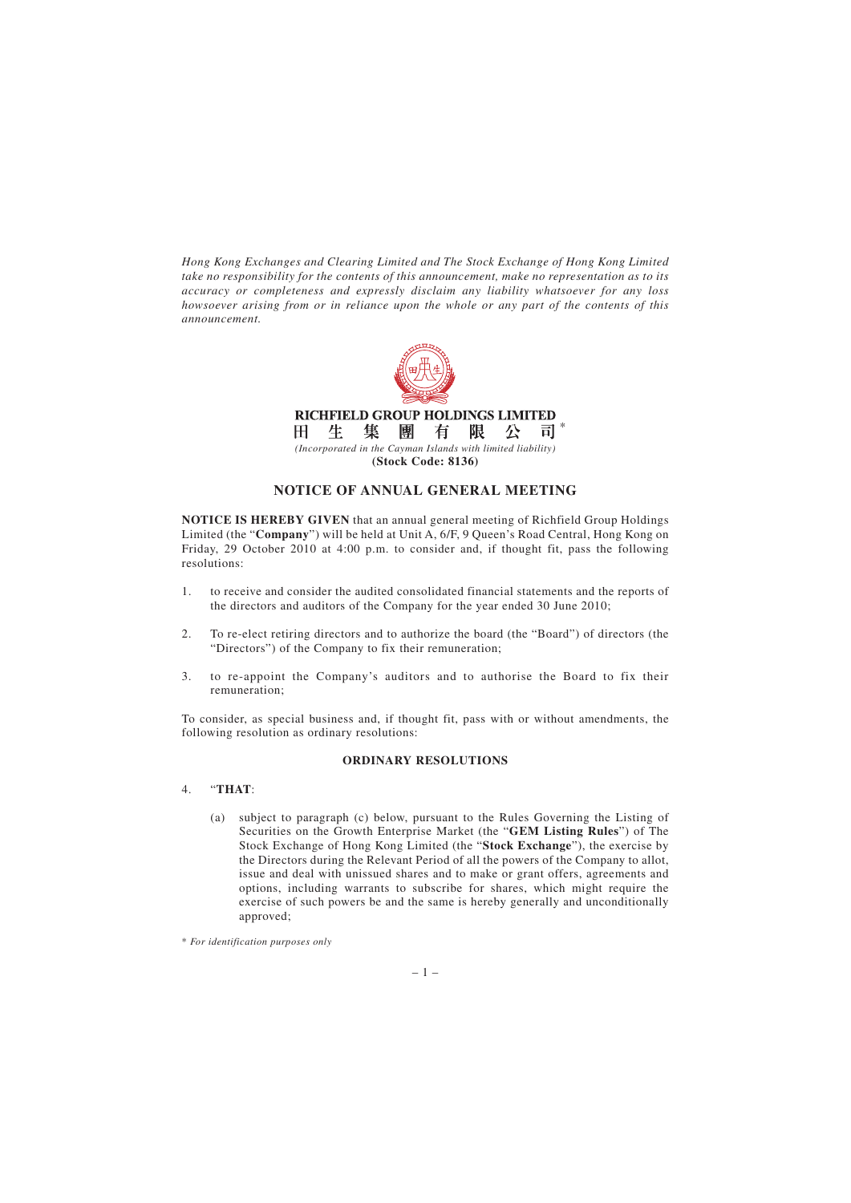*Hong Kong Exchanges and Clearing Limited and The Stock Exchange of Hong Kong Limited take no responsibility for the contents of this announcement, make no representation as to its accuracy or completeness and expressly disclaim any liability whatsoever for any loss howsoever arising from or in reliance upon the whole or any part of the contents of this announcement.*

**RICHFIELD GROUP HOLDINGS LIMITED**

**田 生 集 團 有 限 公 司** *

*(Incorporated in the Cayman Islands with limited liability)*

**(Stock Code: 8136)**

# NOTICE OF ANNUAL GENERAL MEETING

**NOTICE IS HEREBY GIVEN** that an annual general meeting of Richfield Group Holdings Limited (the "**Company**") will be held at Unit A, 6/F, 9 Queen's Road Central, Hong Kong on Friday, 29 October 2010 at 4:00 p.m. to consider and, if thought fit, pass the following resolutions:

1. to receive and consider the audited consolidated financial statements and the reports of the directors and auditors of the Company for the year ended 30 June 2010;

2. To re-elect retiring directors and to authorize the board (the "Board") of directors (the "Directors") of the Company to fix their remuneration;

3. to re-appoint the Company's auditors and to authorise the Board to fix their remuneration;

To consider, as special business and, if thought fit, pass with or without amendments, the following resolution as ordinary resolutions:

### ORDINARY RESOLUTIONS

4. "**THAT**:

   (a) subject to paragraph (c) below, pursuant to the Rules Governing the Listing of Securities on the Growth Enterprise Market (the "**GEM Listing Rules**") of The Stock Exchange of Hong Kong Limited (the "**Stock Exchange**"), the exercise by the Directors during the Relevant Period of all the powers of the Company to allot, issue and deal with unissued shares and to make or grant offers, agreements and options, including warrants to subscribe for shares, which might require the exercise of such powers be and the same is hereby generally and unconditionally approved;

\* *For identification purposes only*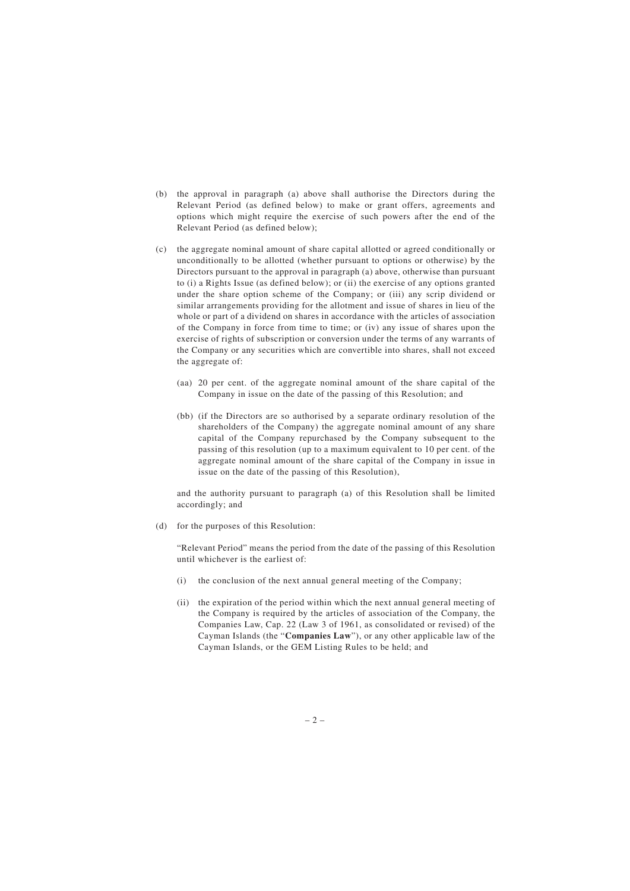(b) the approval in paragraph (a) above shall authorise the Directors during the Relevant Period (as defined below) to make or grant offers, agreements and options which might require the exercise of such powers after the end of the Relevant Period (as defined below);

(c) the aggregate nominal amount of share capital allotted or agreed conditionally or unconditionally to be allotted (whether pursuant to options or otherwise) by the Directors pursuant to the approval in paragraph (a) above, otherwise than pursuant to (i) a Rights Issue (as defined below); or (ii) the exercise of any options granted under the share option scheme of the Company; or (iii) any scrip dividend or similar arrangements providing for the allotment and issue of shares in lieu of the whole or part of a dividend on shares in accordance with the articles of association of the Company in force from time to time; or (iv) any issue of shares upon the exercise of rights of subscription or conversion under the terms of any warrants of the Company or any securities which are convertible into shares, shall not exceed the aggregate of:

   (aa) 20 per cent. of the aggregate nominal amount of the share capital of the Company in issue on the date of the passing of this Resolution; and

   (bb) (if the Directors are so authorised by a separate ordinary resolution of the shareholders of the Company) the aggregate nominal amount of any share capital of the Company repurchased by the Company subsequent to the passing of this resolution (up to a maximum equivalent to 10 per cent. of the aggregate nominal amount of the share capital of the Company in issue in issue on the date of the passing of this Resolution),

   and the authority pursuant to paragraph (a) of this Resolution shall be limited accordingly; and

(d) for the purposes of this Resolution:

   "Relevant Period" means the period from the date of the passing of this Resolution until whichever is the earliest of:

   (i) the conclusion of the next annual general meeting of the Company;

   (ii) the expiration of the period within which the next annual general meeting of the Company is required by the articles of association of the Company, the Companies Law, Cap. 22 (Law 3 of 1961, as consolidated or revised) of the Cayman Islands (the "**Companies Law**"), or any other applicable law of the Cayman Islands, or the GEM Listing Rules to be held; and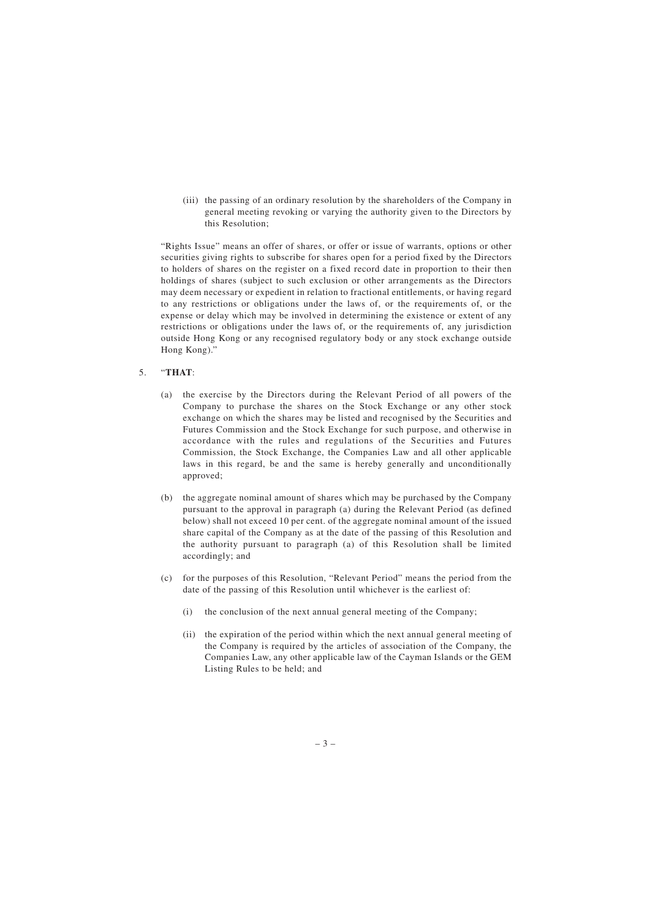(iii) the passing of an ordinary resolution by the shareholders of the Company in general meeting revoking or varying the authority given to the Directors by this Resolution;

"Rights Issue" means an offer of shares, or offer or issue of warrants, options or other securities giving rights to subscribe for shares open for a period fixed by the Directors to holders of shares on the register on a fixed record date in proportion to their then holdings of shares (subject to such exclusion or other arrangements as the Directors may deem necessary or expedient in relation to fractional entitlements, or having regard to any restrictions or obligations under the laws of, or the requirements of, or the expense or delay which may be involved in determining the existence or extent of any restrictions or obligations under the laws of, or the requirements of, any jurisdiction outside Hong Kong or any recognised regulatory body or any stock exchange outside Hong Kong)."

5. "**THAT**:

(a) the exercise by the Directors during the Relevant Period of all powers of the Company to purchase the shares on the Stock Exchange or any other stock exchange on which the shares may be listed and recognised by the Securities and Futures Commission and the Stock Exchange for such purpose, and otherwise in accordance with the rules and regulations of the Securities and Futures Commission, the Stock Exchange, the Companies Law and all other applicable laws in this regard, be and the same is hereby generally and unconditionally approved;

(b) the aggregate nominal amount of shares which may be purchased by the Company pursuant to the approval in paragraph (a) during the Relevant Period (as defined below) shall not exceed 10 per cent. of the aggregate nominal amount of the issued share capital of the Company as at the date of the passing of this Resolution and the authority pursuant to paragraph (a) of this Resolution shall be limited accordingly; and

(c) for the purposes of this Resolution, "Relevant Period" means the period from the date of the passing of this Resolution until whichever is the earliest of:

   (i) the conclusion of the next annual general meeting of the Company;

   (ii) the expiration of the period within which the next annual general meeting of the Company is required by the articles of association of the Company, the Companies Law, any other applicable law of the Cayman Islands or the GEM Listing Rules to be held; and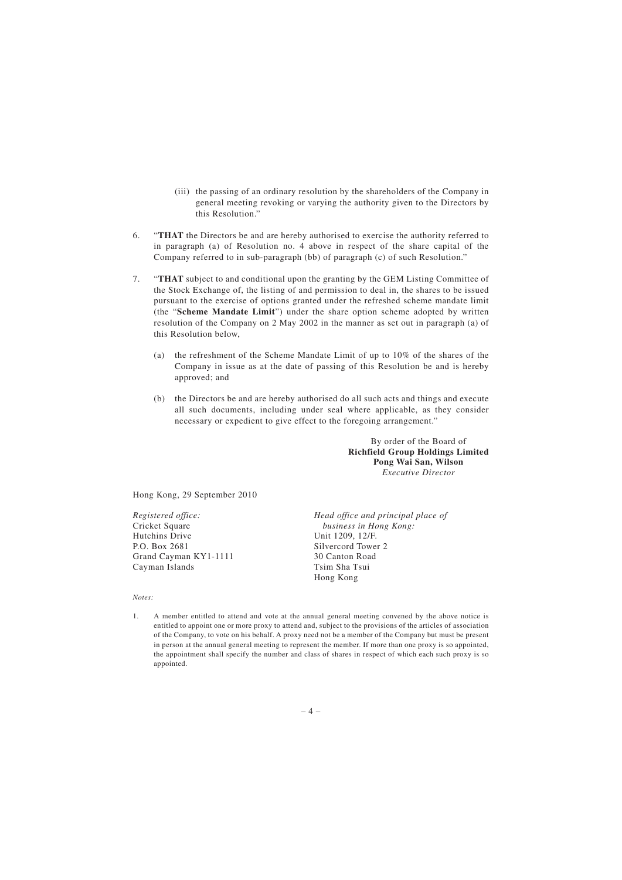(iii) the passing of an ordinary resolution by the shareholders of the Company in general meeting revoking or varying the authority given to the Directors by this Resolution."

6. "**THAT** the Directors be and are hereby authorised to exercise the authority referred to in paragraph (a) of Resolution no. 4 above in respect of the share capital of the Company referred to in sub-paragraph (bb) of paragraph (c) of such Resolution."

7. "**THAT** subject to and conditional upon the granting by the GEM Listing Committee of the Stock Exchange of, the listing of and permission to deal in, the shares to be issued pursuant to the exercise of options granted under the refreshed scheme mandate limit (the "**Scheme Mandate Limit**") under the share option scheme adopted by written resolution of the Company on 2 May 2002 in the manner as set out in paragraph (a) of this Resolution below,

   (a) the refreshment of the Scheme Mandate Limit of up to 10% of the shares of the Company in issue as at the date of passing of this Resolution be and is hereby approved; and

   (b) the Directors be and are hereby authorised do all such acts and things and execute all such documents, including under seal where applicable, as they consider necessary or expedient to give effect to the foregoing arrangement."

By order of the Board of
**Richfield Group Holdings Limited**
**Pong Wai San, Wilson**
*Executive Director*

Hong Kong, 29 September 2010

*Registered office:*
Cricket Square
Hutchins Drive
P.O. Box 2681
Grand Cayman KY1-1111
Cayman Islands

*Head office and principal place of business in Hong Kong:*
Unit 1209, 12/F.
Silvercord Tower 2
30 Canton Road
Tsim Sha Tsui
Hong Kong

*Notes:*

1. A member entitled to attend and vote at the annual general meeting convened by the above notice is entitled to appoint one or more proxy to attend and, subject to the provisions of the articles of association of the Company, to vote on his behalf. A proxy need not be a member of the Company but must be present in person at the annual general meeting to represent the member. If more than one proxy is so appointed, the appointment shall specify the number and class of shares in respect of which each such proxy is so appointed.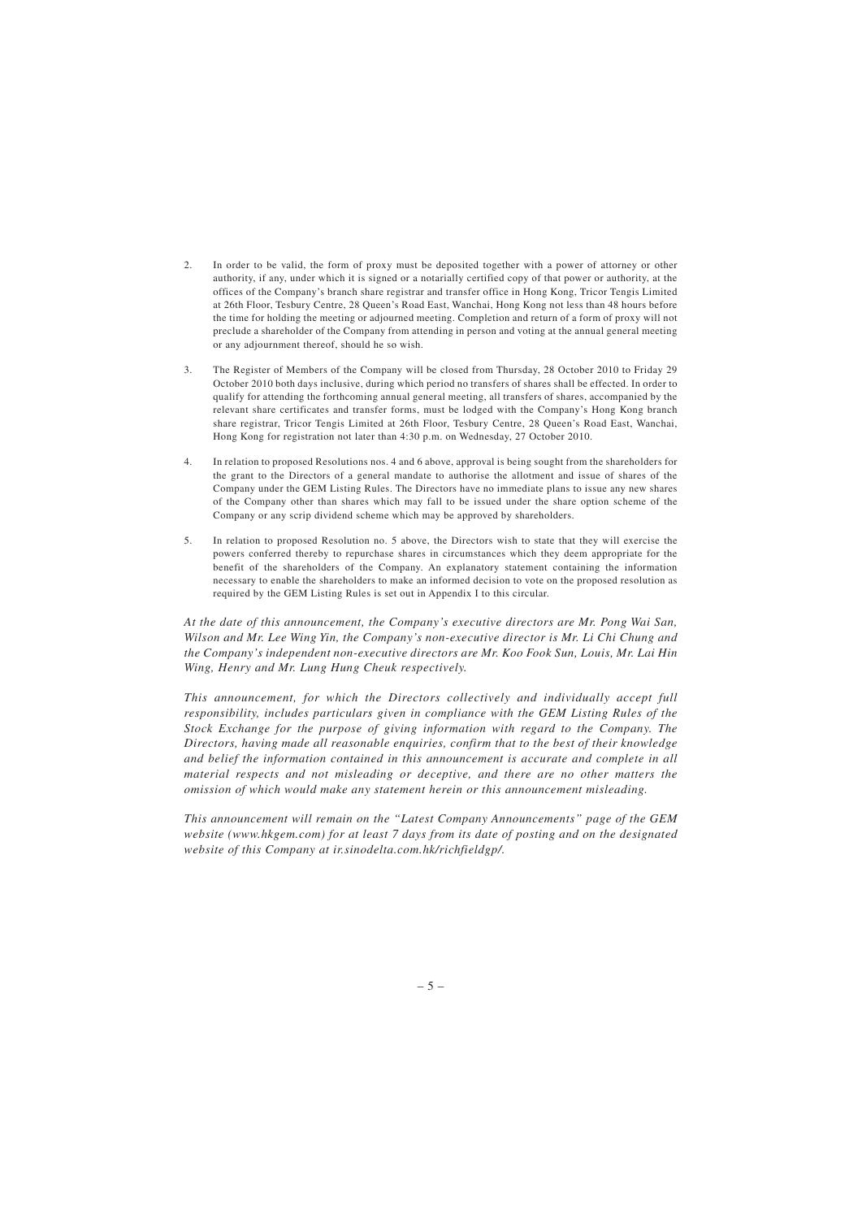2. In order to be valid, the form of proxy must be deposited together with a power of attorney or other authority, if any, under which it is signed or a notarially certified copy of that power or authority, at the offices of the Company's branch share registrar and transfer office in Hong Kong, Tricor Tengis Limited at 26th Floor, Tesbury Centre, 28 Queen's Road East, Wanchai, Hong Kong not less than 48 hours before the time for holding the meeting or adjourned meeting. Completion and return of a form of proxy will not preclude a shareholder of the Company from attending in person and voting at the annual general meeting or any adjournment thereof, should he so wish.

3. The Register of Members of the Company will be closed from Thursday, 28 October 2010 to Friday 29 October 2010 both days inclusive, during which period no transfers of shares shall be effected. In order to qualify for attending the forthcoming annual general meeting, all transfers of shares, accompanied by the relevant share certificates and transfer forms, must be lodged with the Company's Hong Kong branch share registrar, Tricor Tengis Limited at 26th Floor, Tesbury Centre, 28 Queen's Road East, Wanchai, Hong Kong for registration not later than 4:30 p.m. on Wednesday, 27 October 2010.

4. In relation to proposed Resolutions nos. 4 and 6 above, approval is being sought from the shareholders for the grant to the Directors of a general mandate to authorise the allotment and issue of shares of the Company under the GEM Listing Rules. The Directors have no immediate plans to issue any new shares of the Company other than shares which may fall to be issued under the share option scheme of the Company or any scrip dividend scheme which may be approved by shareholders.

5. In relation to proposed Resolution no. 5 above, the Directors wish to state that they will exercise the powers conferred thereby to repurchase shares in circumstances which they deem appropriate for the benefit of the shareholders of the Company. An explanatory statement containing the information necessary to enable the shareholders to make an informed decision to vote on the proposed resolution as required by the GEM Listing Rules is set out in Appendix I to this circular.

*At the date of this announcement, the Company's executive directors are Mr. Pong Wai San, Wilson and Mr. Lee Wing Yin, the Company's non-executive director is Mr. Li Chi Chung and the Company's independent non-executive directors are Mr. Koo Fook Sun, Louis, Mr. Lai Hin Wing, Henry and Mr. Lung Hung Cheuk respectively.*

*This announcement, for which the Directors collectively and individually accept full responsibility, includes particulars given in compliance with the GEM Listing Rules of the Stock Exchange for the purpose of giving information with regard to the Company. The Directors, having made all reasonable enquiries, confirm that to the best of their knowledge and belief the information contained in this announcement is accurate and complete in all material respects and not misleading or deceptive, and there are no other matters the omission of which would make any statement herein or this announcement misleading.*

*This announcement will remain on the "Latest Company Announcements" page of the GEM website (www.hkgem.com) for at least 7 days from its date of posting and on the designated website of this Company at ir.sinodelta.com.hk/richfieldgp/.*